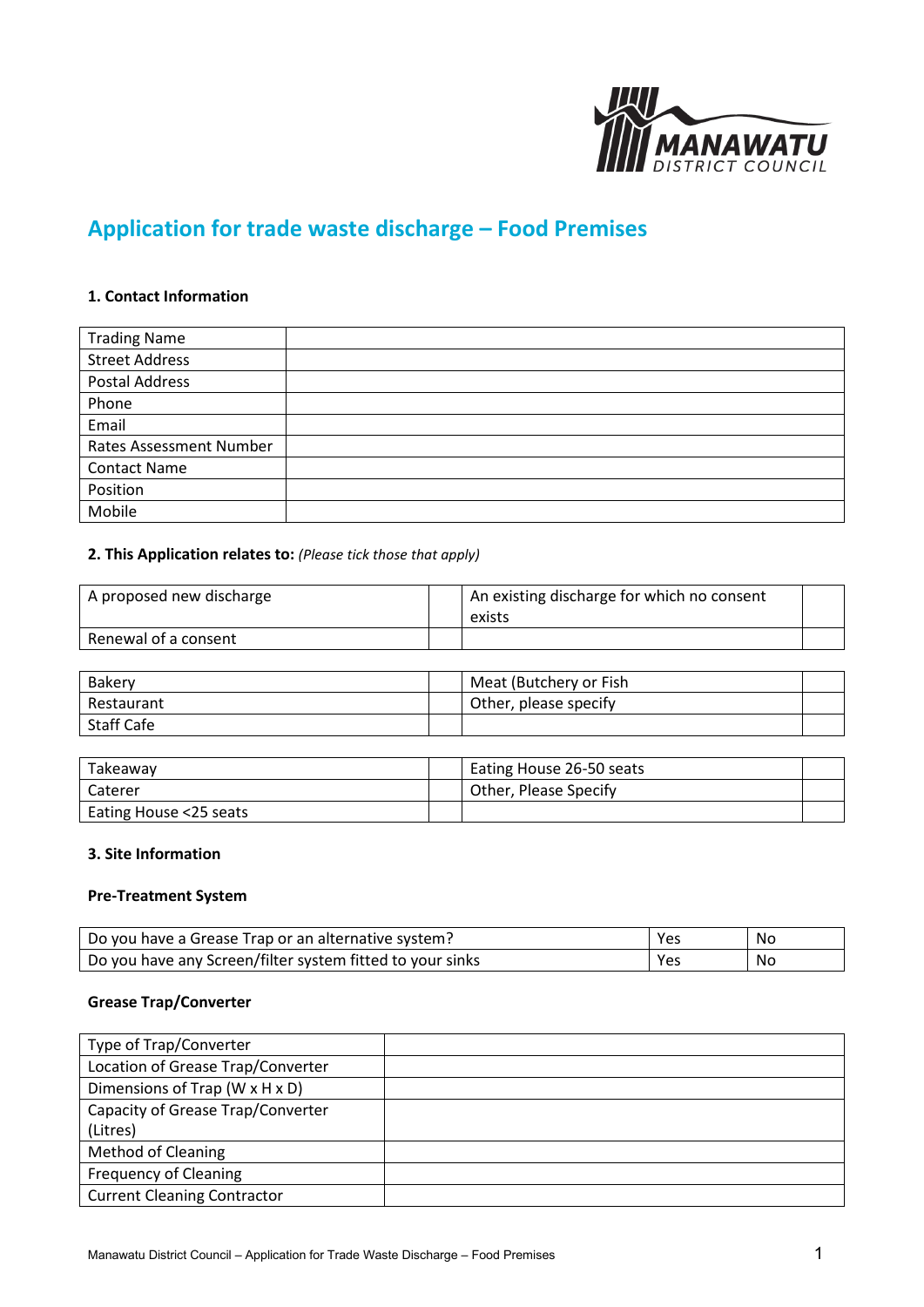# Application for trade waste discharge – Food Premises

### 1. Contact Information

| Trading Name | |
|---|---|
| Street Address | |
| Postal Address | |
| Phone | |
| Email | |
| Rates Assessment Number | |
| Contact Name | |
| Position | |
| Mobile | |

### 2. This Application relates to: *(Please tick those that apply)*

| A proposed new discharge | | An existing discharge for which no consent exists | |
|---|---|---|---|
| Renewal of a consent | | | |

| Bakery | | Meat (Butchery or Fish | |
|---|---|---|---|
| Restaurant | | Other, please specify | |
| Staff Cafe | | | |

| Takeaway | | Eating House 26-50 seats | |
|---|---|---|---|
| Caterer | | Other, Please Specify | |
| Eating House <25 seats | | | |

### 3. Site Information

#### Pre-Treatment System

| Do you have a Grease Trap or an alternative system? | Yes | No |
|---|---|---|
| Do you have any Screen/filter system fitted to your sinks | Yes | No |

#### Grease Trap/Converter

| Type of Trap/Converter | |
|---|---|
| Location of Grease Trap/Converter | |
| Dimensions of Trap (W x H x D) | |
| Capacity of Grease Trap/Converter (Litres) | |
| Method of Cleaning | |
| Frequency of Cleaning | |
| Current Cleaning Contractor | |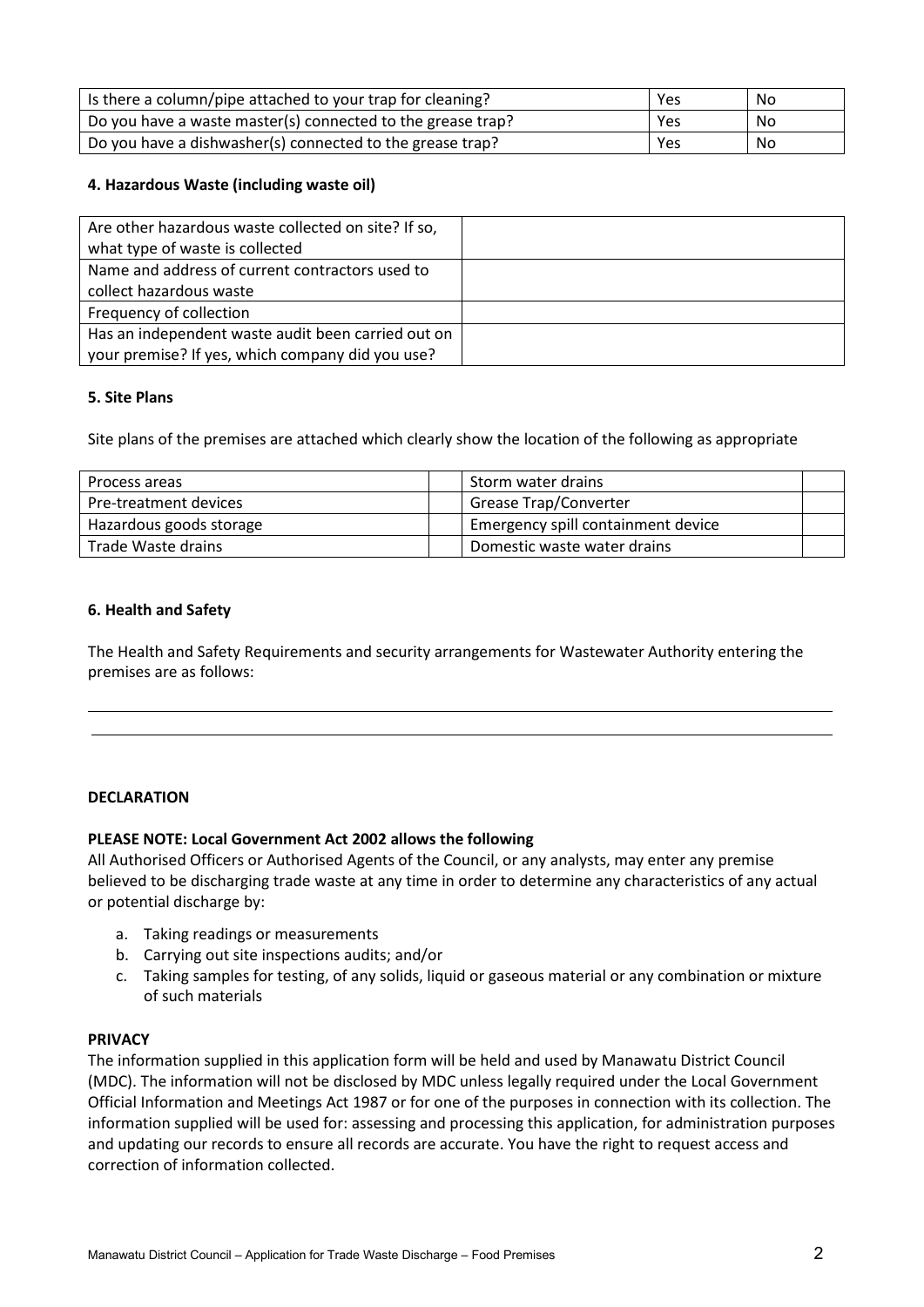| Is there a column/pipe attached to your trap for cleaning? | Yes | No |
|---|---|---|
| Do you have a waste master(s) connected to the grease trap? | Yes | No |
| Do you have a dishwasher(s) connected to the grease trap? | Yes | No |

#### 4. Hazardous Waste (including waste oil)

| Are other hazardous waste collected on site? If so, what type of waste is collected | |
|---|---|
| Name and address of current contractors used to collect hazardous waste | |
| Frequency of collection | |
| Has an independent waste audit been carried out on your premise? If yes, which company did you use? | |

#### 5. Site Plans

Site plans of the premises are attached which clearly show the location of the following as appropriate

| Process areas | | Storm water drains | |
|---|---|---|---|
| Pre-treatment devices | | Grease Trap/Converter | |
| Hazardous goods storage | | Emergency spill containment device | |
| Trade Waste drains | | Domestic waste water drains | |

#### 6. Health and Safety

The Health and Safety Requirements and security arrangements for Wastewater Authority entering the premises are as follows:

\_\_\_\_\_\_\_\_\_\_\_\_\_\_\_\_\_\_\_\_\_\_\_\_\_\_\_\_\_\_\_\_\_\_\_\_\_\_\_\_\_\_\_\_\_\_\_\_\_\_\_\_\_\_\_\_\_\_\_\_\_\_\_\_\_\_\_\_\_\_\_\_

\_\_\_\_\_\_\_\_\_\_\_\_\_\_\_\_\_\_\_\_\_\_\_\_\_\_\_\_\_\_\_\_\_\_\_\_\_\_\_\_\_\_\_\_\_\_\_\_\_\_\_\_\_\_\_\_\_\_\_\_\_\_\_\_\_\_\_\_\_\_\_\_

#### DECLARATION

**PLEASE NOTE: Local Government Act 2002 allows the following**

All Authorised Officers or Authorised Agents of the Council, or any analysts, may enter any premise believed to be discharging trade waste at any time in order to determine any characteristics of any actual or potential discharge by:

a. Taking readings or measurements
b. Carrying out site inspections audits; and/or
c. Taking samples for testing, of any solids, liquid or gaseous material or any combination or mixture of such materials

**PRIVACY**

The information supplied in this application form will be held and used by Manawatu District Council (MDC). The information will not be disclosed by MDC unless legally required under the Local Government Official Information and Meetings Act 1987 or for one of the purposes in connection with its collection. The information supplied will be used for: assessing and processing this application, for administration purposes and updating our records to ensure all records are accurate. You have the right to request access and correction of information collected.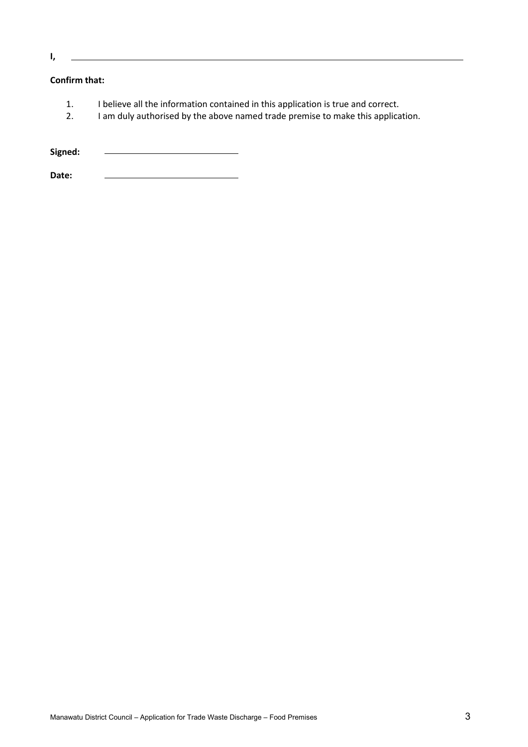**I,** ______________________________________________

**Confirm that:**

1. I believe all the information contained in this application is true and correct.
2. I am duly authorised by the above named trade premise to make this application.

**Signed:** ____________________________

**Date:** ____________________________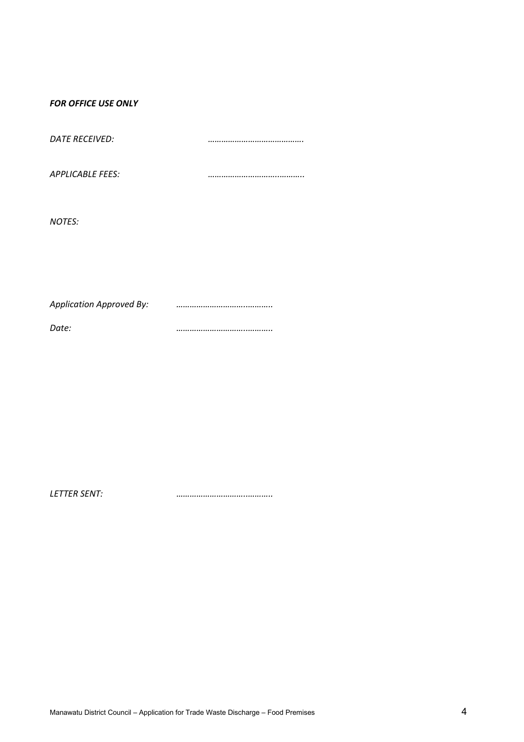***FOR OFFICE USE ONLY***

*DATE RECEIVED:* ……………………………………….

*APPLICABLE FEES:* ……………………………..………..

*NOTES:*

*Application Approved By:* ……………………………..………..

*Date:* ……………………………..………..

*LETTER SENT:* ……………………………..………..